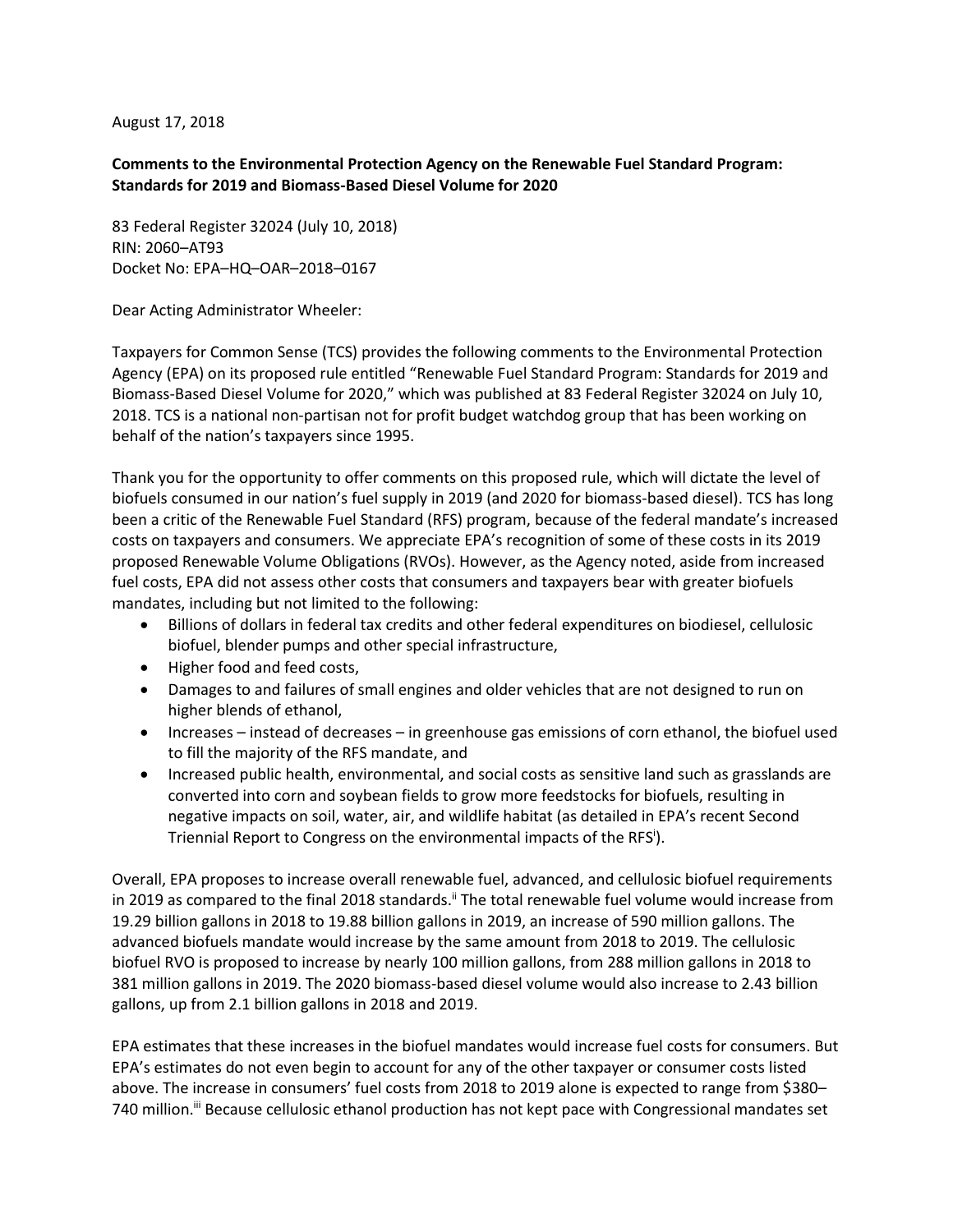August 17, 2018

**Comments to the Environmental Protection Agency on the Renewable Fuel Standard Program: Standards for 2019 and Biomass-Based Diesel Volume for 2020**

83 Federal Register 32024 (July 10, 2018)
RIN: 2060–AT93
Docket No: EPA–HQ–OAR–2018–0167

Dear Acting Administrator Wheeler:

Taxpayers for Common Sense (TCS) provides the following comments to the Environmental Protection Agency (EPA) on its proposed rule entitled "Renewable Fuel Standard Program: Standards for 2019 and Biomass-Based Diesel Volume for 2020," which was published at 83 Federal Register 32024 on July 10, 2018. TCS is a national non-partisan not for profit budget watchdog group that has been working on behalf of the nation's taxpayers since 1995.

Thank you for the opportunity to offer comments on this proposed rule, which will dictate the level of biofuels consumed in our nation's fuel supply in 2019 (and 2020 for biomass-based diesel). TCS has long been a critic of the Renewable Fuel Standard (RFS) program, because of the federal mandate's increased costs on taxpayers and consumers. We appreciate EPA's recognition of some of these costs in its 2019 proposed Renewable Volume Obligations (RVOs). However, as the Agency noted, aside from increased fuel costs, EPA did not assess other costs that consumers and taxpayers bear with greater biofuels mandates, including but not limited to the following:

- Billions of dollars in federal tax credits and other federal expenditures on biodiesel, cellulosic biofuel, blender pumps and other special infrastructure,
- Higher food and feed costs,
- Damages to and failures of small engines and older vehicles that are not designed to run on higher blends of ethanol,
- Increases – instead of decreases – in greenhouse gas emissions of corn ethanol, the biofuel used to fill the majority of the RFS mandate, and
- Increased public health, environmental, and social costs as sensitive land such as grasslands are converted into corn and soybean fields to grow more feedstocks for biofuels, resulting in negative impacts on soil, water, air, and wildlife habitat (as detailed in EPA's recent Second Triennial Report to Congress on the environmental impacts of the RFS[i]).

Overall, EPA proposes to increase overall renewable fuel, advanced, and cellulosic biofuel requirements in 2019 as compared to the final 2018 standards.[ii] The total renewable fuel volume would increase from 19.29 billion gallons in 2018 to 19.88 billion gallons in 2019, an increase of 590 million gallons. The advanced biofuels mandate would increase by the same amount from 2018 to 2019. The cellulosic biofuel RVO is proposed to increase by nearly 100 million gallons, from 288 million gallons in 2018 to 381 million gallons in 2019. The 2020 biomass-based diesel volume would also increase to 2.43 billion gallons, up from 2.1 billion gallons in 2018 and 2019.

EPA estimates that these increases in the biofuel mandates would increase fuel costs for consumers. But EPA's estimates do not even begin to account for any of the other taxpayer or consumer costs listed above. The increase in consumers' fuel costs from 2018 to 2019 alone is expected to range from $380–740 million.[iii] Because cellulosic ethanol production has not kept pace with Congressional mandates set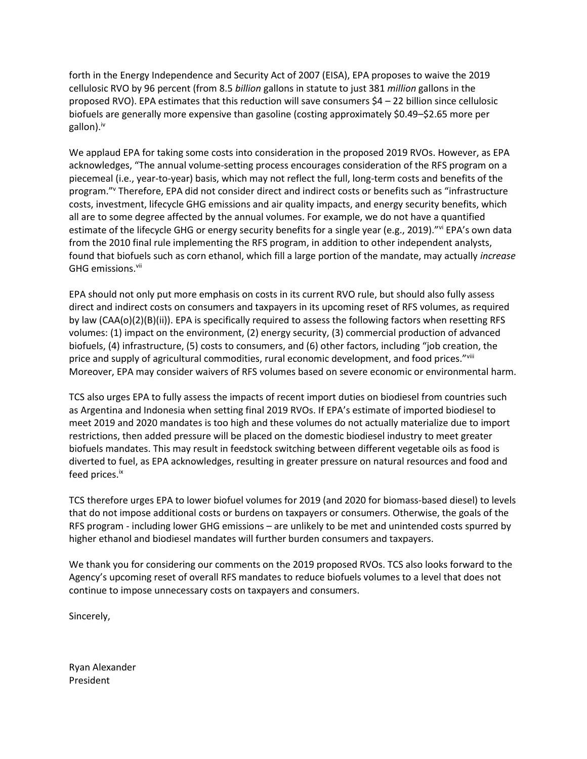forth in the Energy Independence and Security Act of 2007 (EISA), EPA proposes to waive the 2019 cellulosic RVO by 96 percent (from 8.5 *billion* gallons in statute to just 381 *million* gallons in the proposed RVO). EPA estimates that this reduction will save consumers $4 – 22 billion since cellulosic biofuels are generally more expensive than gasoline (costing approximately $0.49–$2.65 more per gallon).[iv]

We applaud EPA for taking some costs into consideration in the proposed 2019 RVOs. However, as EPA acknowledges, "The annual volume-setting process encourages consideration of the RFS program on a piecemeal (i.e., year-to-year) basis, which may not reflect the full, long-term costs and benefits of the program."[v] Therefore, EPA did not consider direct and indirect costs or benefits such as "infrastructure costs, investment, lifecycle GHG emissions and air quality impacts, and energy security benefits, which all are to some degree affected by the annual volumes. For example, we do not have a quantified estimate of the lifecycle GHG or energy security benefits for a single year (e.g., 2019)."[vi] EPA's own data from the 2010 final rule implementing the RFS program, in addition to other independent analysts, found that biofuels such as corn ethanol, which fill a large portion of the mandate, may actually *increase* GHG emissions.[vii]

EPA should not only put more emphasis on costs in its current RVO rule, but should also fully assess direct and indirect costs on consumers and taxpayers in its upcoming reset of RFS volumes, as required by law (CAA(o)(2)(B)(ii)). EPA is specifically required to assess the following factors when resetting RFS volumes: (1) impact on the environment, (2) energy security, (3) commercial production of advanced biofuels, (4) infrastructure, (5) costs to consumers, and (6) other factors, including "job creation, the price and supply of agricultural commodities, rural economic development, and food prices."[viii] Moreover, EPA may consider waivers of RFS volumes based on severe economic or environmental harm.

TCS also urges EPA to fully assess the impacts of recent import duties on biodiesel from countries such as Argentina and Indonesia when setting final 2019 RVOs. If EPA's estimate of imported biodiesel to meet 2019 and 2020 mandates is too high and these volumes do not actually materialize due to import restrictions, then added pressure will be placed on the domestic biodiesel industry to meet greater biofuels mandates. This may result in feedstock switching between different vegetable oils as food is diverted to fuel, as EPA acknowledges, resulting in greater pressure on natural resources and food and feed prices.[ix]

TCS therefore urges EPA to lower biofuel volumes for 2019 (and 2020 for biomass-based diesel) to levels that do not impose additional costs or burdens on taxpayers or consumers. Otherwise, the goals of the RFS program - including lower GHG emissions – are unlikely to be met and unintended costs spurred by higher ethanol and biodiesel mandates will further burden consumers and taxpayers.

We thank you for considering our comments on the 2019 proposed RVOs. TCS also looks forward to the Agency's upcoming reset of overall RFS mandates to reduce biofuels volumes to a level that does not continue to impose unnecessary costs on taxpayers and consumers.

Sincerely,

Ryan Alexander
President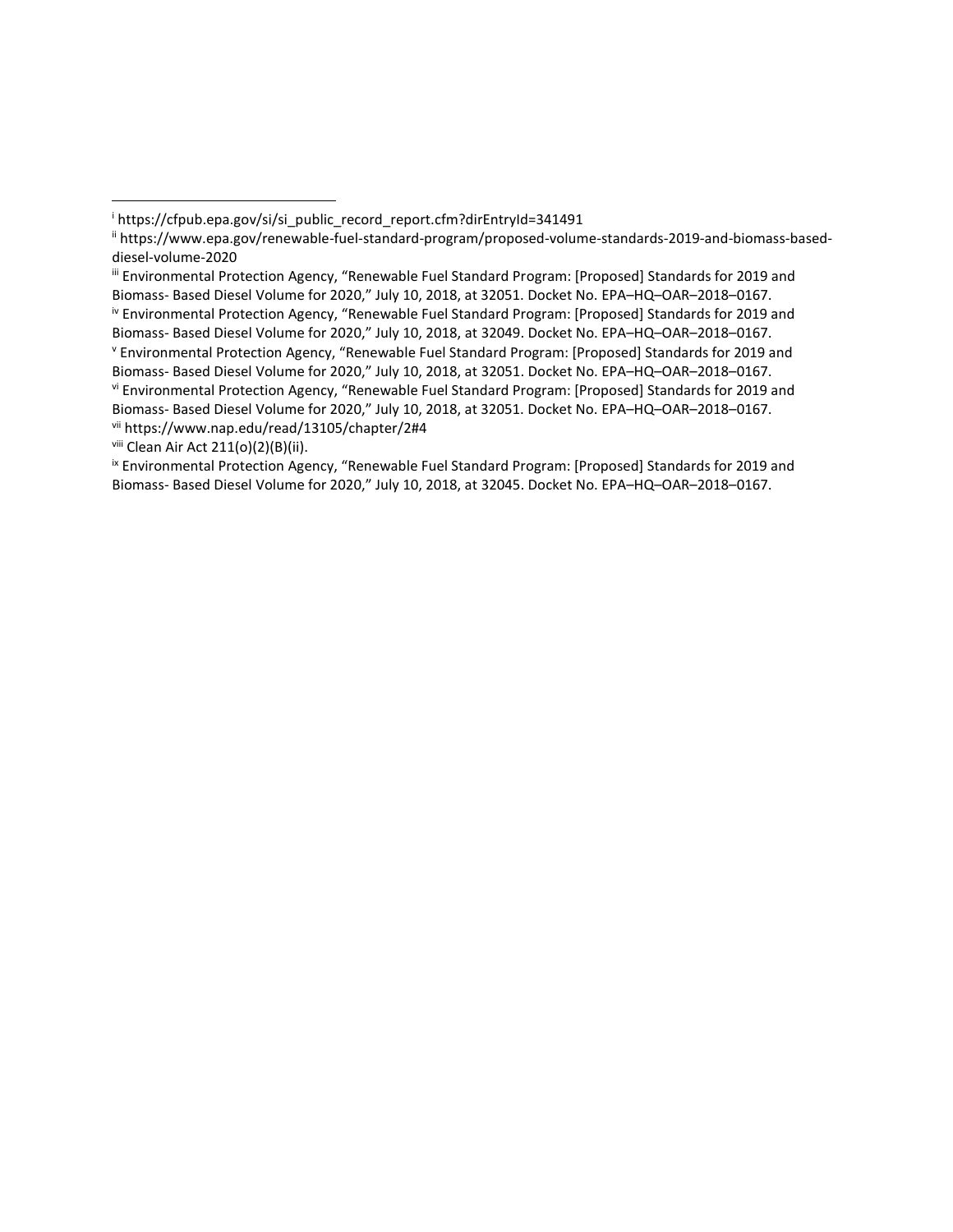[i] https://cfpub.epa.gov/si/si_public_record_report.cfm?dirEntryId=341491

[ii] https://www.epa.gov/renewable-fuel-standard-program/proposed-volume-standards-2019-and-biomass-based-diesel-volume-2020

[iii] Environmental Protection Agency, "Renewable Fuel Standard Program: [Proposed] Standards for 2019 and Biomass- Based Diesel Volume for 2020," July 10, 2018, at 32051. Docket No. EPA–HQ–OAR–2018–0167.

[iv] Environmental Protection Agency, "Renewable Fuel Standard Program: [Proposed] Standards for 2019 and Biomass- Based Diesel Volume for 2020," July 10, 2018, at 32049. Docket No. EPA–HQ–OAR–2018–0167.

[v] Environmental Protection Agency, "Renewable Fuel Standard Program: [Proposed] Standards for 2019 and Biomass- Based Diesel Volume for 2020," July 10, 2018, at 32051. Docket No. EPA–HQ–OAR–2018–0167.

[vi] Environmental Protection Agency, "Renewable Fuel Standard Program: [Proposed] Standards for 2019 and Biomass- Based Diesel Volume for 2020," July 10, 2018, at 32051. Docket No. EPA–HQ–OAR–2018–0167.

[vii] https://www.nap.edu/read/13105/chapter/2#4

[viii] Clean Air Act 211(o)(2)(B)(ii).

[ix] Environmental Protection Agency, "Renewable Fuel Standard Program: [Proposed] Standards for 2019 and Biomass- Based Diesel Volume for 2020," July 10, 2018, at 32045. Docket No. EPA–HQ–OAR–2018–0167.